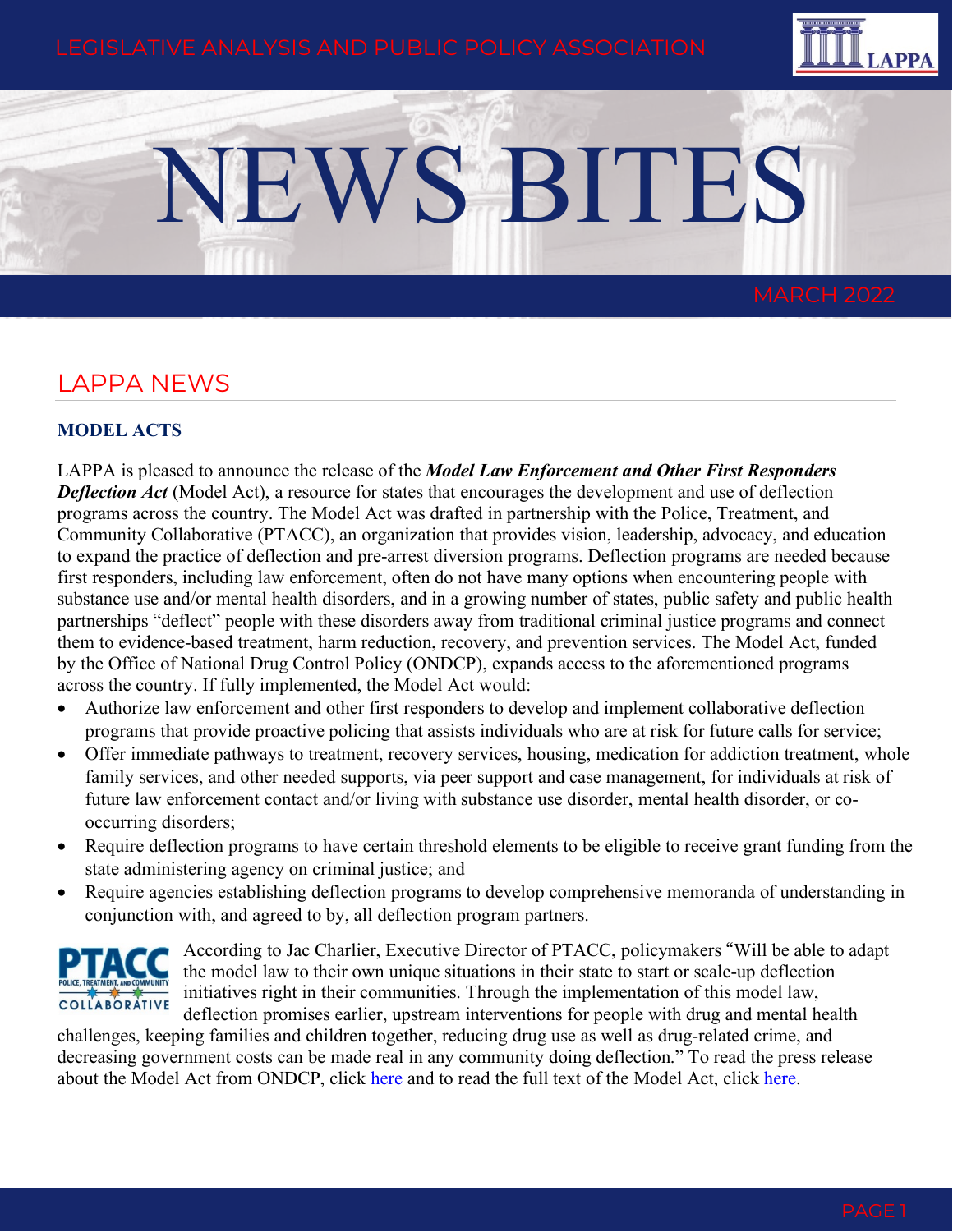LEGISLATIVE ANALYSIS AND PUBLIC POLICY ASSOCIATION

# NEWS BITES

MARCH 2022

## LAPPA NEWS

### MODEL ACTS

LAPPA is pleased to announce the release of the ***Model Law Enforcement and Other First Responders Deflection Act*** (Model Act), a resource for states that encourages the development and use of deflection programs across the country. The Model Act was drafted in partnership with the Police, Treatment, and Community Collaborative (PTACC), an organization that provides vision, leadership, advocacy, and education to expand the practice of deflection and pre-arrest diversion programs. Deflection programs are needed because first responders, including law enforcement, often do not have many options when encountering people with substance use and/or mental health disorders, and in a growing number of states, public safety and public health partnerships "deflect" people with these disorders away from traditional criminal justice programs and connect them to evidence-based treatment, harm reduction, recovery, and prevention services. The Model Act, funded by the Office of National Drug Control Policy (ONDCP), expands access to the aforementioned programs across the country. If fully implemented, the Model Act would:

- Authorize law enforcement and other first responders to develop and implement collaborative deflection programs that provide proactive policing that assists individuals who are at risk for future calls for service;
- Offer immediate pathways to treatment, recovery services, housing, medication for addiction treatment, whole family services, and other needed supports, via peer support and case management, for individuals at risk of future law enforcement contact and/or living with substance use disorder, mental health disorder, or co-occurring disorders;
- Require deflection programs to have certain threshold elements to be eligible to receive grant funding from the state administering agency on criminal justice; and
- Require agencies establishing deflection programs to develop comprehensive memoranda of understanding in conjunction with, and agreed to by, all deflection program partners.

According to Jac Charlier, Executive Director of PTACC, policymakers "Will be able to adapt the model law to their own unique situations in their state to start or scale-up deflection initiatives right in their communities. Through the implementation of this model law, deflection promises earlier, upstream interventions for people with drug and mental health challenges, keeping families and children together, reducing drug use as well as drug-related crime, and decreasing government costs can be made real in any community doing deflection." To read the press release about the Model Act from ONDCP, click here and to read the full text of the Model Act, click here.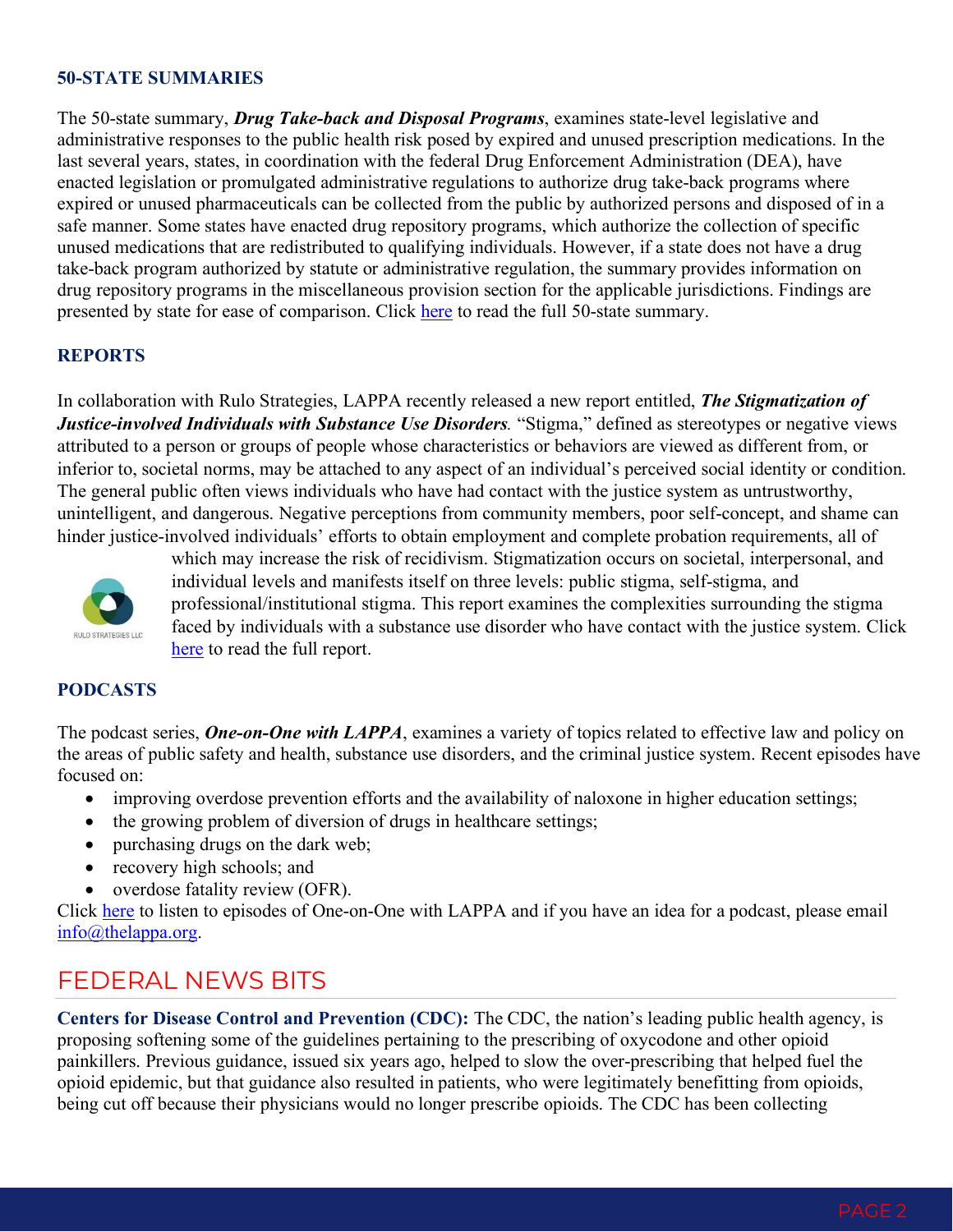### 50-STATE SUMMARIES

The 50-state summary, ***Drug Take-back and Disposal Programs***, examines state-level legislative and administrative responses to the public health risk posed by expired and unused prescription medications. In the last several years, states, in coordination with the federal Drug Enforcement Administration (DEA), have enacted legislation or promulgated administrative regulations to authorize drug take-back programs where expired or unused pharmaceuticals can be collected from the public by authorized persons and disposed of in a safe manner. Some states have enacted drug repository programs, which authorize the collection of specific unused medications that are redistributed to qualifying individuals. However, if a state does not have a drug take-back program authorized by statute or administrative regulation, the summary provides information on drug repository programs in the miscellaneous provision section for the applicable jurisdictions. Findings are presented by state for ease of comparison. Click here to read the full 50-state summary.

### REPORTS

In collaboration with Rulo Strategies, LAPPA recently released a new report entitled, ***The Stigmatization of Justice-involved Individuals with Substance Use Disorders***. "Stigma," defined as stereotypes or negative views attributed to a person or groups of people whose characteristics or behaviors are viewed as different from, or inferior to, societal norms, may be attached to any aspect of an individual's perceived social identity or condition. The general public often views individuals who have had contact with the justice system as untrustworthy, unintelligent, and dangerous. Negative perceptions from community members, poor self-concept, and shame can hinder justice-involved individuals' efforts to obtain employment and complete probation requirements, all of which may increase the risk of recidivism. Stigmatization occurs on societal, interpersonal, and individual levels and manifests itself on three levels: public stigma, self-stigma, and professional/institutional stigma. This report examines the complexities surrounding the stigma faced by individuals with a substance use disorder who have contact with the justice system. Click here to read the full report.

### PODCASTS

The podcast series, ***One-on-One with LAPPA***, examines a variety of topics related to effective law and policy on the areas of public safety and health, substance use disorders, and the criminal justice system. Recent episodes have focused on:

- improving overdose prevention efforts and the availability of naloxone in higher education settings;
- the growing problem of diversion of drugs in healthcare settings;
- purchasing drugs on the dark web;
- recovery high schools; and
- overdose fatality review (OFR).

Click here to listen to episodes of One-on-One with LAPPA and if you have an idea for a podcast, please email info@thelappa.org.

## FEDERAL NEWS BITS

**Centers for Disease Control and Prevention (CDC):** The CDC, the nation's leading public health agency, is proposing softening some of the guidelines pertaining to the prescribing of oxycodone and other opioid painkillers. Previous guidance, issued six years ago, helped to slow the over-prescribing that helped fuel the opioid epidemic, but that guidance also resulted in patients, who were legitimately benefitting from opioids, being cut off because their physicians would no longer prescribe opioids. The CDC has been collecting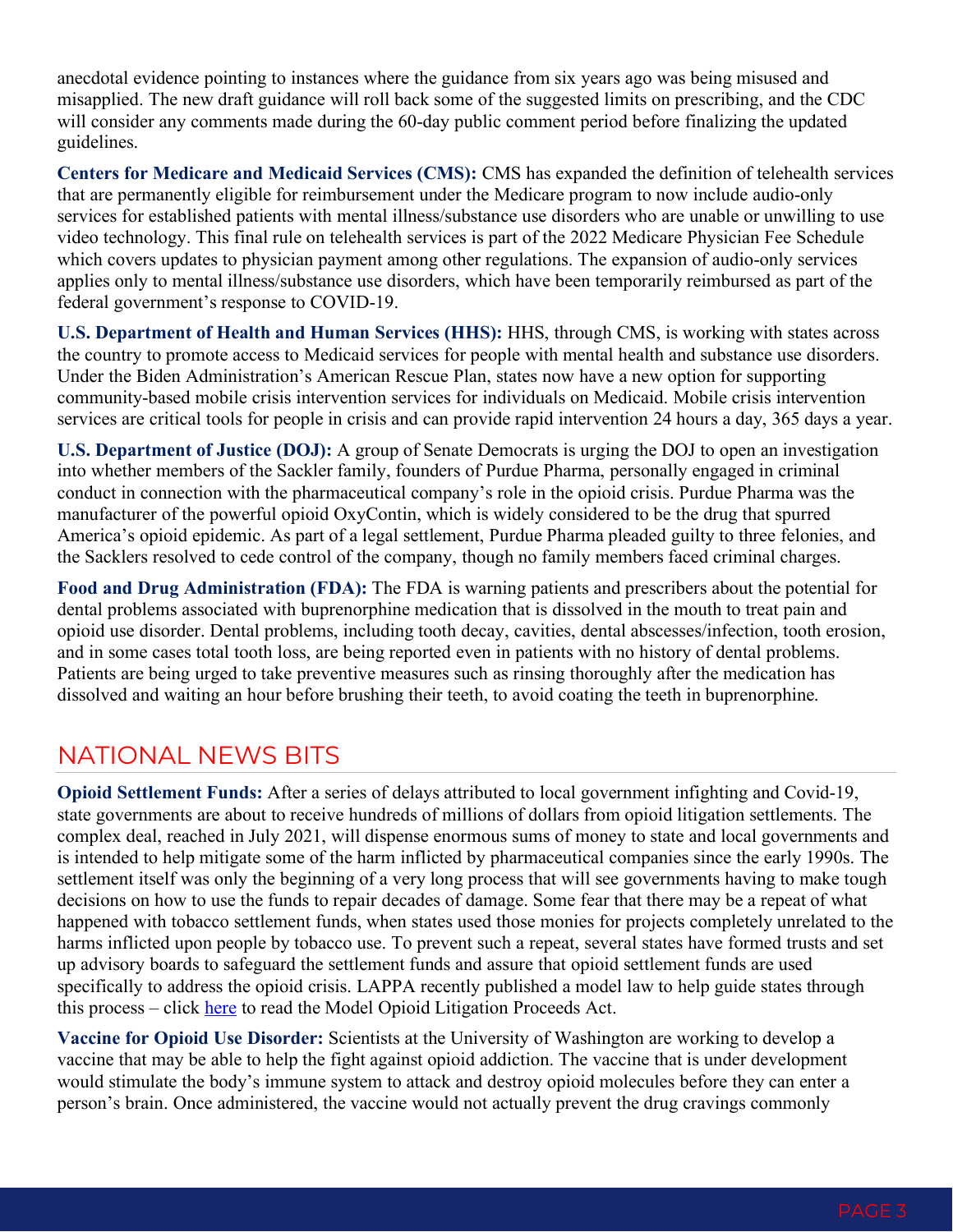anecdotal evidence pointing to instances where the guidance from six years ago was being misused and misapplied. The new draft guidance will roll back some of the suggested limits on prescribing, and the CDC will consider any comments made during the 60-day public comment period before finalizing the updated guidelines.

**Centers for Medicare and Medicaid Services (CMS):** CMS has expanded the definition of telehealth services that are permanently eligible for reimbursement under the Medicare program to now include audio-only services for established patients with mental illness/substance use disorders who are unable or unwilling to use video technology. This final rule on telehealth services is part of the 2022 Medicare Physician Fee Schedule which covers updates to physician payment among other regulations. The expansion of audio-only services applies only to mental illness/substance use disorders, which have been temporarily reimbursed as part of the federal government's response to COVID-19.

**U.S. Department of Health and Human Services (HHS):** HHS, through CMS, is working with states across the country to promote access to Medicaid services for people with mental health and substance use disorders. Under the Biden Administration's American Rescue Plan, states now have a new option for supporting community-based mobile crisis intervention services for individuals on Medicaid. Mobile crisis intervention services are critical tools for people in crisis and can provide rapid intervention 24 hours a day, 365 days a year.

**U.S. Department of Justice (DOJ):** A group of Senate Democrats is urging the DOJ to open an investigation into whether members of the Sackler family, founders of Purdue Pharma, personally engaged in criminal conduct in connection with the pharmaceutical company's role in the opioid crisis. Purdue Pharma was the manufacturer of the powerful opioid OxyContin, which is widely considered to be the drug that spurred America's opioid epidemic. As part of a legal settlement, Purdue Pharma pleaded guilty to three felonies, and the Sacklers resolved to cede control of the company, though no family members faced criminal charges.

**Food and Drug Administration (FDA):** The FDA is warning patients and prescribers about the potential for dental problems associated with buprenorphine medication that is dissolved in the mouth to treat pain and opioid use disorder. Dental problems, including tooth decay, cavities, dental abscesses/infection, tooth erosion, and in some cases total tooth loss, are being reported even in patients with no history of dental problems. Patients are being urged to take preventive measures such as rinsing thoroughly after the medication has dissolved and waiting an hour before brushing their teeth, to avoid coating the teeth in buprenorphine.

## NATIONAL NEWS BITS

**Opioid Settlement Funds:** After a series of delays attributed to local government infighting and Covid-19, state governments are about to receive hundreds of millions of dollars from opioid litigation settlements. The complex deal, reached in July 2021, will dispense enormous sums of money to state and local governments and is intended to help mitigate some of the harm inflicted by pharmaceutical companies since the early 1990s. The settlement itself was only the beginning of a very long process that will see governments having to make tough decisions on how to use the funds to repair decades of damage. Some fear that there may be a repeat of what happened with tobacco settlement funds, when states used those monies for projects completely unrelated to the harms inflicted upon people by tobacco use. To prevent such a repeat, several states have formed trusts and set up advisory boards to safeguard the settlement funds and assure that opioid settlement funds are used specifically to address the opioid crisis. LAPPA recently published a model law to help guide states through this process – click here to read the Model Opioid Litigation Proceeds Act.

**Vaccine for Opioid Use Disorder:** Scientists at the University of Washington are working to develop a vaccine that may be able to help the fight against opioid addiction. The vaccine that is under development would stimulate the body's immune system to attack and destroy opioid molecules before they can enter a person's brain. Once administered, the vaccine would not actually prevent the drug cravings commonly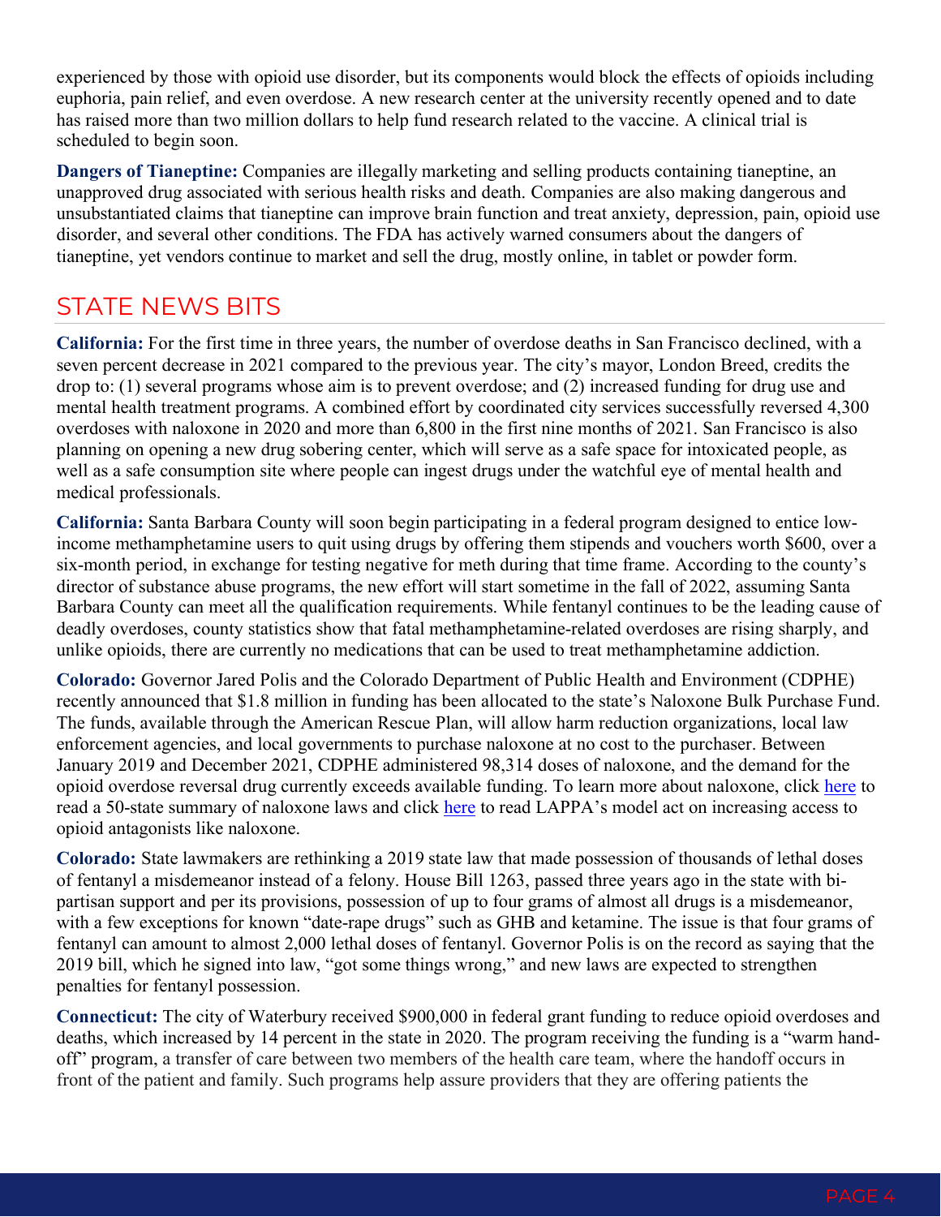experienced by those with opioid use disorder, but its components would block the effects of opioids including euphoria, pain relief, and even overdose. A new research center at the university recently opened and to date has raised more than two million dollars to help fund research related to the vaccine. A clinical trial is scheduled to begin soon.

**Dangers of Tianeptine:** Companies are illegally marketing and selling products containing tianeptine, an unapproved drug associated with serious health risks and death. Companies are also making dangerous and unsubstantiated claims that tianeptine can improve brain function and treat anxiety, depression, pain, opioid use disorder, and several other conditions. The FDA has actively warned consumers about the dangers of tianeptine, yet vendors continue to market and sell the drug, mostly online, in tablet or powder form.

## STATE NEWS BITS

**California:** For the first time in three years, the number of overdose deaths in San Francisco declined, with a seven percent decrease in 2021 compared to the previous year. The city's mayor, London Breed, credits the drop to: (1) several programs whose aim is to prevent overdose; and (2) increased funding for drug use and mental health treatment programs. A combined effort by coordinated city services successfully reversed 4,300 overdoses with naloxone in 2020 and more than 6,800 in the first nine months of 2021. San Francisco is also planning on opening a new drug sobering center, which will serve as a safe space for intoxicated people, as well as a safe consumption site where people can ingest drugs under the watchful eye of mental health and medical professionals.

**California:** Santa Barbara County will soon begin participating in a federal program designed to entice low-income methamphetamine users to quit using drugs by offering them stipends and vouchers worth $600, over a six-month period, in exchange for testing negative for meth during that time frame. According to the county's director of substance abuse programs, the new effort will start sometime in the fall of 2022, assuming Santa Barbara County can meet all the qualification requirements. While fentanyl continues to be the leading cause of deadly overdoses, county statistics show that fatal methamphetamine-related overdoses are rising sharply, and unlike opioids, there are currently no medications that can be used to treat methamphetamine addiction.

**Colorado:** Governor Jared Polis and the Colorado Department of Public Health and Environment (CDPHE) recently announced that $1.8 million in funding has been allocated to the state's Naloxone Bulk Purchase Fund. The funds, available through the American Rescue Plan, will allow harm reduction organizations, local law enforcement agencies, and local governments to purchase naloxone at no cost to the purchaser. Between January 2019 and December 2021, CDPHE administered 98,314 doses of naloxone, and the demand for the opioid overdose reversal drug currently exceeds available funding. To learn more about naloxone, click here to read a 50-state summary of naloxone laws and click here to read LAPPA's model act on increasing access to opioid antagonists like naloxone.

**Colorado:** State lawmakers are rethinking a 2019 state law that made possession of thousands of lethal doses of fentanyl a misdemeanor instead of a felony. House Bill 1263, passed three years ago in the state with bi-partisan support and per its provisions, possession of up to four grams of almost all drugs is a misdemeanor, with a few exceptions for known "date-rape drugs" such as GHB and ketamine. The issue is that four grams of fentanyl can amount to almost 2,000 lethal doses of fentanyl. Governor Polis is on the record as saying that the 2019 bill, which he signed into law, "got some things wrong," and new laws are expected to strengthen penalties for fentanyl possession.

**Connecticut:** The city of Waterbury received $900,000 in federal grant funding to reduce opioid overdoses and deaths, which increased by 14 percent in the state in 2020. The program receiving the funding is a "warm hand-off" program, a transfer of care between two members of the health care team, where the handoff occurs in front of the patient and family. Such programs help assure providers that they are offering patients the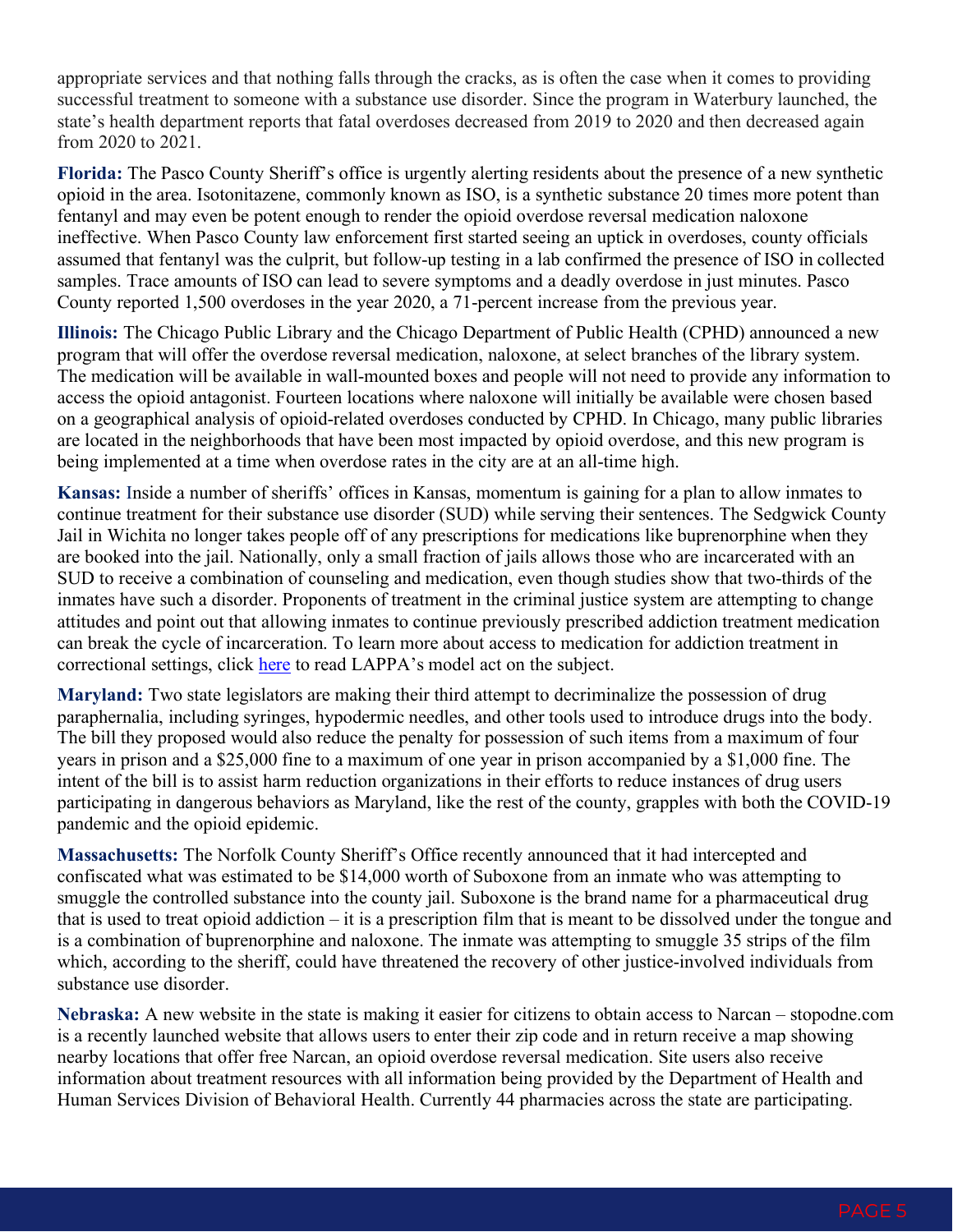appropriate services and that nothing falls through the cracks, as is often the case when it comes to providing successful treatment to someone with a substance use disorder. Since the program in Waterbury launched, the state's health department reports that fatal overdoses decreased from 2019 to 2020 and then decreased again from 2020 to 2021.

**Florida:** The Pasco County Sheriff's office is urgently alerting residents about the presence of a new synthetic opioid in the area. Isotonitazene, commonly known as ISO, is a synthetic substance 20 times more potent than fentanyl and may even be potent enough to render the opioid overdose reversal medication naloxone ineffective. When Pasco County law enforcement first started seeing an uptick in overdoses, county officials assumed that fentanyl was the culprit, but follow-up testing in a lab confirmed the presence of ISO in collected samples. Trace amounts of ISO can lead to severe symptoms and a deadly overdose in just minutes. Pasco County reported 1,500 overdoses in the year 2020, a 71-percent increase from the previous year.

**Illinois:** The Chicago Public Library and the Chicago Department of Public Health (CPHD) announced a new program that will offer the overdose reversal medication, naloxone, at select branches of the library system. The medication will be available in wall-mounted boxes and people will not need to provide any information to access the opioid antagonist. Fourteen locations where naloxone will initially be available were chosen based on a geographical analysis of opioid-related overdoses conducted by CPHD. In Chicago, many public libraries are located in the neighborhoods that have been most impacted by opioid overdose, and this new program is being implemented at a time when overdose rates in the city are at an all-time high.

**Kansas:** Inside a number of sheriffs' offices in Kansas, momentum is gaining for a plan to allow inmates to continue treatment for their substance use disorder (SUD) while serving their sentences. The Sedgwick County Jail in Wichita no longer takes people off of any prescriptions for medications like buprenorphine when they are booked into the jail. Nationally, only a small fraction of jails allows those who are incarcerated with an SUD to receive a combination of counseling and medication, even though studies show that two-thirds of the inmates have such a disorder. Proponents of treatment in the criminal justice system are attempting to change attitudes and point out that allowing inmates to continue previously prescribed addiction treatment medication can break the cycle of incarceration. To learn more about access to medication for addiction treatment in correctional settings, click here to read LAPPA's model act on the subject.

**Maryland:** Two state legislators are making their third attempt to decriminalize the possession of drug paraphernalia, including syringes, hypodermic needles, and other tools used to introduce drugs into the body. The bill they proposed would also reduce the penalty for possession of such items from a maximum of four years in prison and a $25,000 fine to a maximum of one year in prison accompanied by a $1,000 fine. The intent of the bill is to assist harm reduction organizations in their efforts to reduce instances of drug users participating in dangerous behaviors as Maryland, like the rest of the county, grapples with both the COVID-19 pandemic and the opioid epidemic.

**Massachusetts:** The Norfolk County Sheriff's Office recently announced that it had intercepted and confiscated what was estimated to be $14,000 worth of Suboxone from an inmate who was attempting to smuggle the controlled substance into the county jail. Suboxone is the brand name for a pharmaceutical drug that is used to treat opioid addiction – it is a prescription film that is meant to be dissolved under the tongue and is a combination of buprenorphine and naloxone. The inmate was attempting to smuggle 35 strips of the film which, according to the sheriff, could have threatened the recovery of other justice-involved individuals from substance use disorder.

**Nebraska:** A new website in the state is making it easier for citizens to obtain access to Narcan – stopodne.com is a recently launched website that allows users to enter their zip code and in return receive a map showing nearby locations that offer free Narcan, an opioid overdose reversal medication. Site users also receive information about treatment resources with all information being provided by the Department of Health and Human Services Division of Behavioral Health. Currently 44 pharmacies across the state are participating.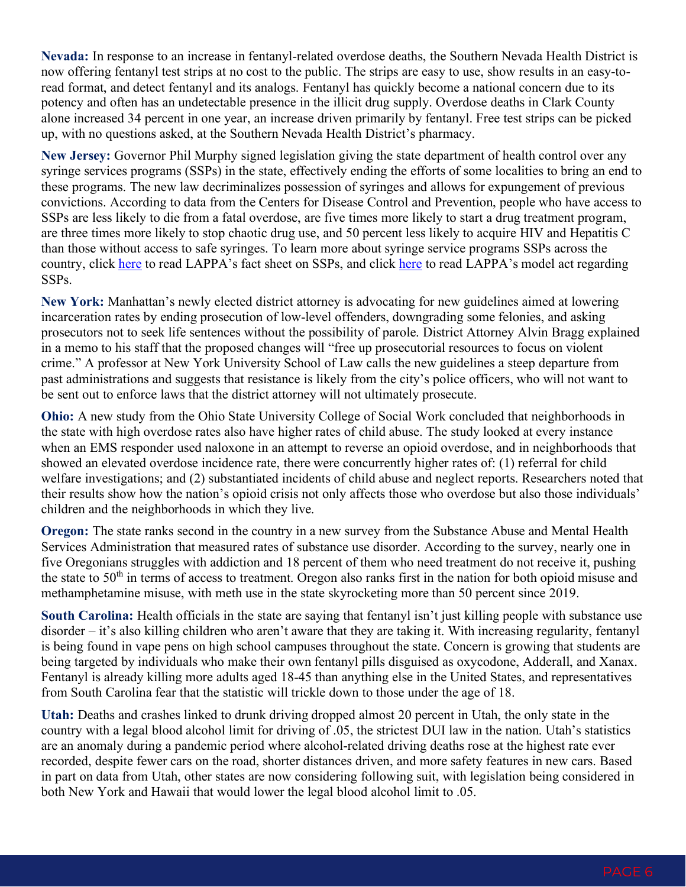**Nevada:** In response to an increase in fentanyl-related overdose deaths, the Southern Nevada Health District is now offering fentanyl test strips at no cost to the public. The strips are easy to use, show results in an easy-to-read format, and detect fentanyl and its analogs. Fentanyl has quickly become a national concern due to its potency and often has an undetectable presence in the illicit drug supply. Overdose deaths in Clark County alone increased 34 percent in one year, an increase driven primarily by fentanyl. Free test strips can be picked up, with no questions asked, at the Southern Nevada Health District's pharmacy.

**New Jersey:** Governor Phil Murphy signed legislation giving the state department of health control over any syringe services programs (SSPs) in the state, effectively ending the efforts of some localities to bring an end to these programs. The new law decriminalizes possession of syringes and allows for expungement of previous convictions. According to data from the Centers for Disease Control and Prevention, people who have access to SSPs are less likely to die from a fatal overdose, are five times more likely to start a drug treatment program, are three times more likely to stop chaotic drug use, and 50 percent less likely to acquire HIV and Hepatitis C than those without access to safe syringes. To learn more about syringe service programs SSPs across the country, click here to read LAPPA's fact sheet on SSPs, and click here to read LAPPA's model act regarding SSPs.

**New York:** Manhattan's newly elected district attorney is advocating for new guidelines aimed at lowering incarceration rates by ending prosecution of low-level offenders, downgrading some felonies, and asking prosecutors not to seek life sentences without the possibility of parole. District Attorney Alvin Bragg explained in a memo to his staff that the proposed changes will "free up prosecutorial resources to focus on violent crime." A professor at New York University School of Law calls the new guidelines a steep departure from past administrations and suggests that resistance is likely from the city's police officers, who will not want to be sent out to enforce laws that the district attorney will not ultimately prosecute.

**Ohio:** A new study from the Ohio State University College of Social Work concluded that neighborhoods in the state with high overdose rates also have higher rates of child abuse. The study looked at every instance when an EMS responder used naloxone in an attempt to reverse an opioid overdose, and in neighborhoods that showed an elevated overdose incidence rate, there were concurrently higher rates of: (1) referral for child welfare investigations; and (2) substantiated incidents of child abuse and neglect reports. Researchers noted that their results show how the nation's opioid crisis not only affects those who overdose but also those individuals' children and the neighborhoods in which they live.

**Oregon:** The state ranks second in the country in a new survey from the Substance Abuse and Mental Health Services Administration that measured rates of substance use disorder. According to the survey, nearly one in five Oregonians struggles with addiction and 18 percent of them who need treatment do not receive it, pushing the state to 50th in terms of access to treatment. Oregon also ranks first in the nation for both opioid misuse and methamphetamine misuse, with meth use in the state skyrocketing more than 50 percent since 2019.

**South Carolina:** Health officials in the state are saying that fentanyl isn't just killing people with substance use disorder – it's also killing children who aren't aware that they are taking it. With increasing regularity, fentanyl is being found in vape pens on high school campuses throughout the state. Concern is growing that students are being targeted by individuals who make their own fentanyl pills disguised as oxycodone, Adderall, and Xanax. Fentanyl is already killing more adults aged 18-45 than anything else in the United States, and representatives from South Carolina fear that the statistic will trickle down to those under the age of 18.

**Utah:** Deaths and crashes linked to drunk driving dropped almost 20 percent in Utah, the only state in the country with a legal blood alcohol limit for driving of .05, the strictest DUI law in the nation. Utah's statistics are an anomaly during a pandemic period where alcohol-related driving deaths rose at the highest rate ever recorded, despite fewer cars on the road, shorter distances driven, and more safety features in new cars. Based in part on data from Utah, other states are now considering following suit, with legislation being considered in both New York and Hawaii that would lower the legal blood alcohol limit to .05.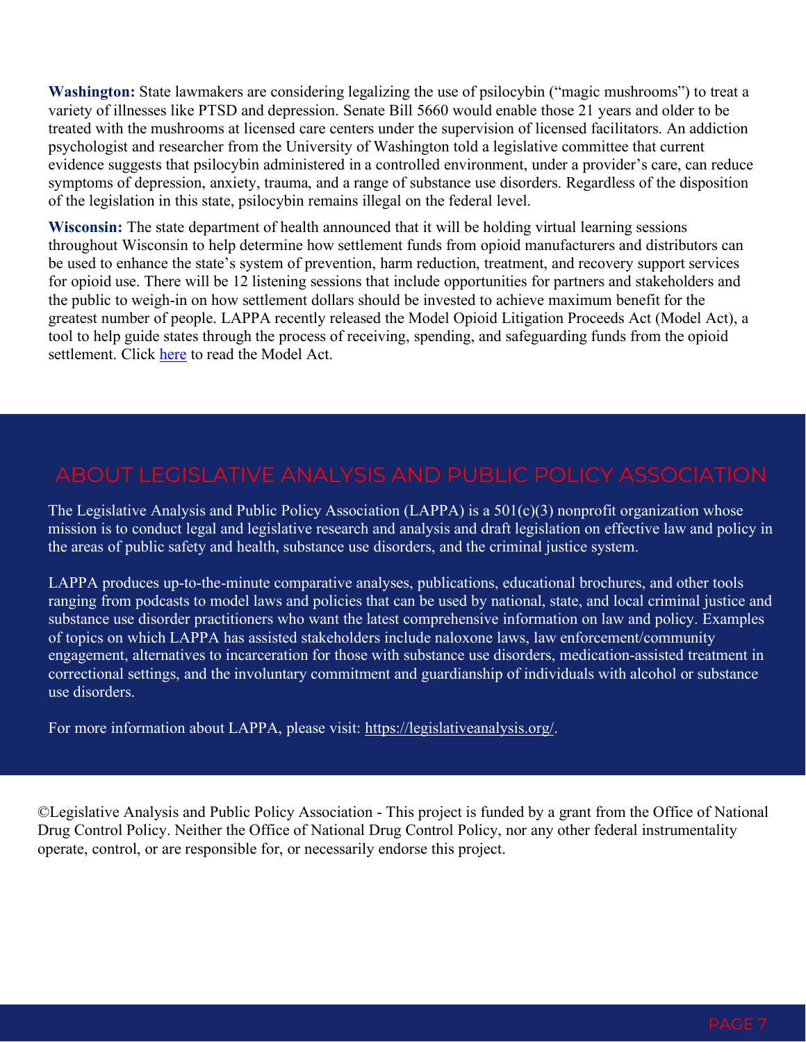**Washington:** State lawmakers are considering legalizing the use of psilocybin ("magic mushrooms") to treat a variety of illnesses like PTSD and depression. Senate Bill 5660 would enable those 21 years and older to be treated with the mushrooms at licensed care centers under the supervision of licensed facilitators. An addiction psychologist and researcher from the University of Washington told a legislative committee that current evidence suggests that psilocybin administered in a controlled environment, under a provider's care, can reduce symptoms of depression, anxiety, trauma, and a range of substance use disorders. Regardless of the disposition of the legislation in this state, psilocybin remains illegal on the federal level.

**Wisconsin:** The state department of health announced that it will be holding virtual learning sessions throughout Wisconsin to help determine how settlement funds from opioid manufacturers and distributors can be used to enhance the state's system of prevention, harm reduction, treatment, and recovery support services for opioid use. There will be 12 listening sessions that include opportunities for partners and stakeholders and the public to weigh-in on how settlement dollars should be invested to achieve maximum benefit for the greatest number of people. LAPPA recently released the Model Opioid Litigation Proceeds Act (Model Act), a tool to help guide states through the process of receiving, spending, and safeguarding funds from the opioid settlement. Click here to read the Model Act.

## ABOUT LEGISLATIVE ANALYSIS AND PUBLIC POLICY ASSOCIATION

The Legislative Analysis and Public Policy Association (LAPPA) is a 501(c)(3) nonprofit organization whose mission is to conduct legal and legislative research and analysis and draft legislation on effective law and policy in the areas of public safety and health, substance use disorders, and the criminal justice system.

LAPPA produces up-to-the-minute comparative analyses, publications, educational brochures, and other tools ranging from podcasts to model laws and policies that can be used by national, state, and local criminal justice and substance use disorder practitioners who want the latest comprehensive information on law and policy. Examples of topics on which LAPPA has assisted stakeholders include naloxone laws, law enforcement/community engagement, alternatives to incarceration for those with substance use disorders, medication-assisted treatment in correctional settings, and the involuntary commitment and guardianship of individuals with alcohol or substance use disorders.

For more information about LAPPA, please visit: https://legislativeanalysis.org/.

©Legislative Analysis and Public Policy Association - This project is funded by a grant from the Office of National Drug Control Policy. Neither the Office of National Drug Control Policy, nor any other federal instrumentality operate, control, or are responsible for, or necessarily endorse this project.